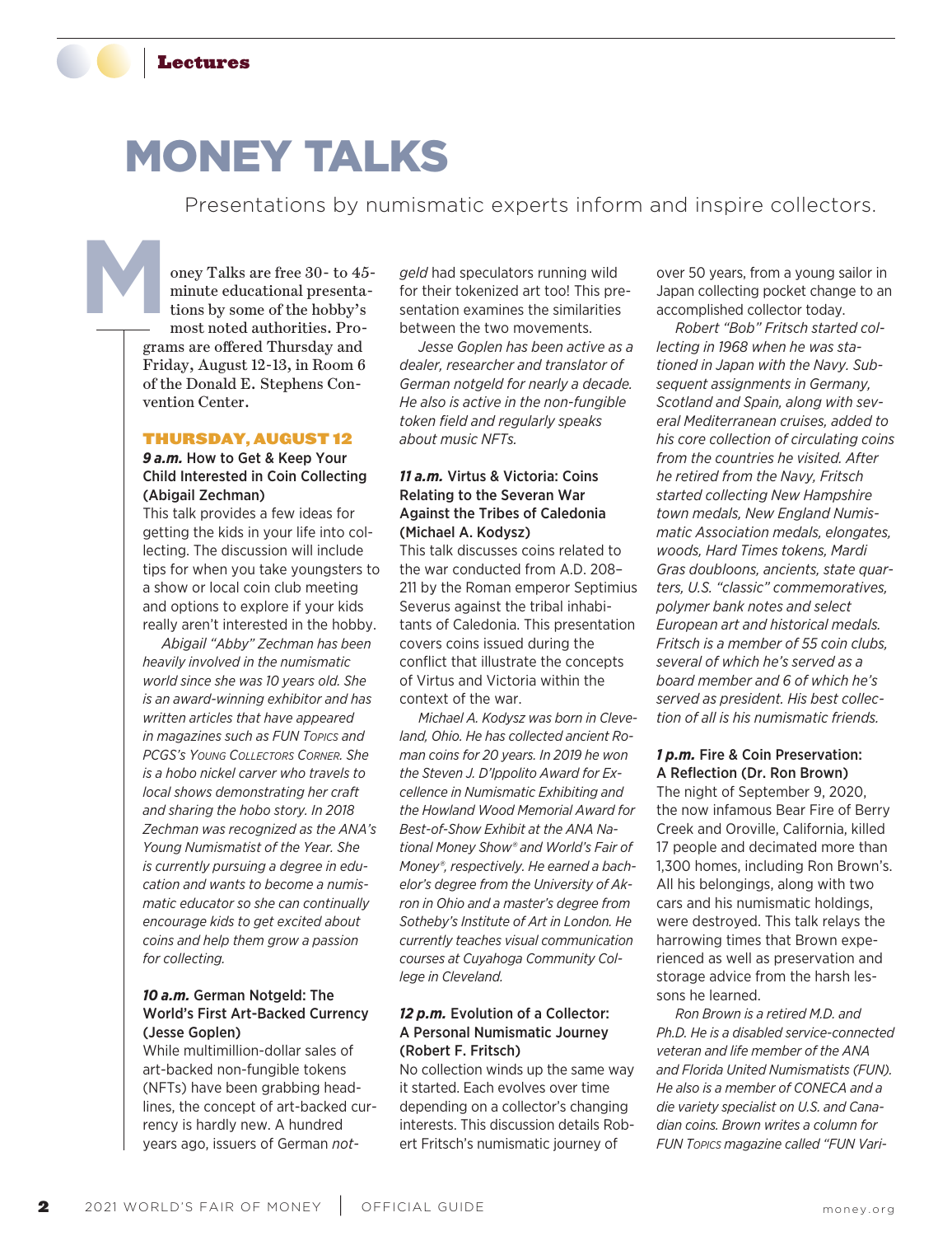# MONEY TALKS

Presentations by numismatic experts inform and inspire collectors.

Money Talks are free 30- to 45-minute educational presentations by some of the hobby's most noted authorities. Programs are offered Thursday and Friday, August 12-13, in Room 6 of the Donald E. Stephens Convention Center.

## THURSDAY, AUGUST 12

### *9 a.m.* How to Get & Keep Your Child Interested in Coin Collecting (Abigail Zechman)

This talk provides a few ideas for getting the kids in your life into collecting. The discussion will include tips for when you take youngsters to a show or local coin club meeting and options to explore if your kids really aren't interested in the hobby.

*Abigail "Abby" Zechman has been heavily involved in the numismatic world since she was 10 years old. She is an award-winning exhibitor and has written articles that have appeared in magazines such as FUN Topics and PCGS's Young Collectors Corner. She is a hobo nickel carver who travels to local shows demonstrating her craft and sharing the hobo story. In 2018 Zechman was recognized as the ANA's Young Numismatist of the Year. She is currently pursuing a degree in education and wants to become a numismatic educator so she can continually encourage kids to get excited about coins and help them grow a passion for collecting.*

### *10 a.m.* German Notgeld: The World's First Art-Backed Currency (Jesse Goplen)

While multimillion-dollar sales of art-backed non-fungible tokens (NFTs) have been grabbing headlines, the concept of art-backed currency is hardly new. A hundred years ago, issuers of German *notgeld* had speculators running wild for their tokenized art too! This presentation examines the similarities between the two movements.

*Jesse Goplen has been active as a dealer, researcher and translator of German notgeld for nearly a decade. He also is active in the non-fungible token field and regularly speaks about music NFTs.*

### *11 a.m.* Virtus & Victoria: Coins Relating to the Severan War Against the Tribes of Caledonia (Michael A. Kodysz)

This talk discusses coins related to the war conducted from A.D. 208–211 by the Roman emperor Septimius Severus against the tribal inhabitants of Caledonia. This presentation covers coins issued during the conflict that illustrate the concepts of Virtus and Victoria within the context of the war.

*Michael A. Kodysz was born in Cleveland, Ohio. He has collected ancient Roman coins for 20 years. In 2019 he won the Steven J. D'Ippolito Award for Excellence in Numismatic Exhibiting and the Howland Wood Memorial Award for Best-of-Show Exhibit at the ANA National Money Show® and World's Fair of Money®, respectively. He earned a bachelor's degree from the University of Akron in Ohio and a master's degree from Sotheby's Institute of Art in London. He currently teaches visual communication courses at Cuyahoga Community College in Cleveland.*

### *12 p.m.* Evolution of a Collector: A Personal Numismatic Journey (Robert F. Fritsch)

No collection winds up the same way it started. Each evolves over time depending on a collector's changing interests. This discussion details Robert Fritsch's numismatic journey of over 50 years, from a young sailor in Japan collecting pocket change to an accomplished collector today.

*Robert "Bob" Fritsch started collecting in 1968 when he was stationed in Japan with the Navy. Subsequent assignments in Germany, Scotland and Spain, along with several Mediterranean cruises, added to his core collection of circulating coins from the countries he visited. After he retired from the Navy, Fritsch started collecting New Hampshire town medals, New England Numismatic Association medals, elongates, woods, Hard Times tokens, Mardi Gras doubloons, ancients, state quarters, U.S. "classic" commemoratives, polymer bank notes and select European art and historical medals. Fritsch is a member of 55 coin clubs, several of which he's served as a board member and 6 of which he's served as president. His best collection of all is his numismatic friends.*

### *1 p.m.* Fire & Coin Preservation: A Reflection (Dr. Ron Brown)

The night of September 9, 2020, the now infamous Bear Fire of Berry Creek and Oroville, California, killed 17 people and decimated more than 1,300 homes, including Ron Brown's. All his belongings, along with two cars and his numismatic holdings, were destroyed. This talk relays the harrowing times that Brown experienced as well as preservation and storage advice from the harsh lessons he learned.

*Ron Brown is a retired M.D. and Ph.D. He is a disabled service-connected veteran and life member of the ANA and Florida United Numismatists (FUN). He also is a member of CONECA and a die variety specialist on U.S. and Canadian coins. Brown writes a column for FUN Topics magazine called "FUN Vari-*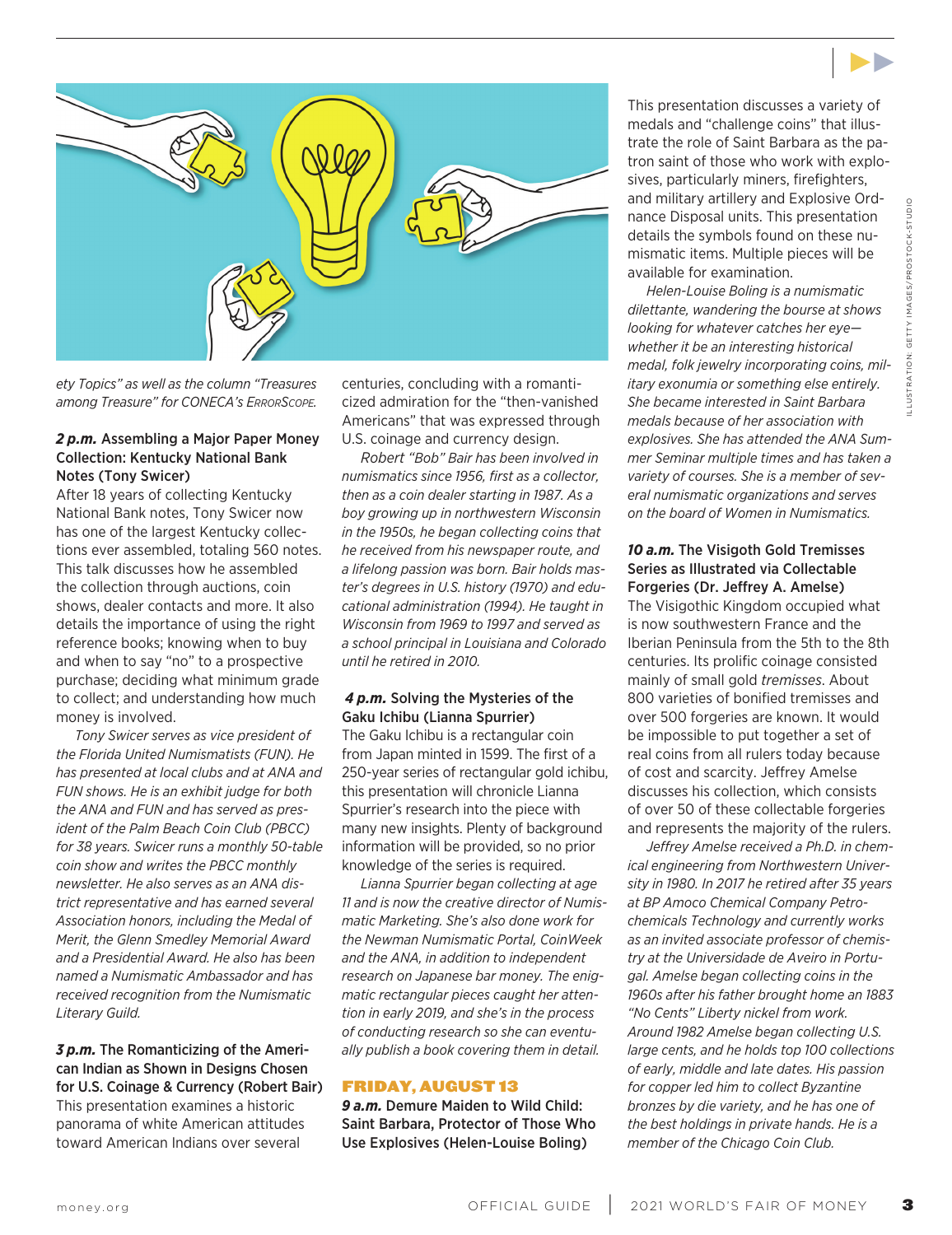*ety Topics" as well as the column "Treasures among Treasure" for CONECA's ErrorScope.*

**2 p.m. Assembling a Major Paper Money Collection: Kentucky National Bank Notes (Tony Swicer)**

After 18 years of collecting Kentucky National Bank notes, Tony Swicer now has one of the largest Kentucky collections ever assembled, totaling 560 notes. This talk discusses how he assembled the collection through auctions, coin shows, dealer contacts and more. It also details the importance of using the right reference books; knowing when to buy and when to say "no" to a prospective purchase; deciding what minimum grade to collect; and understanding how much money is involved.

*Tony Swicer serves as vice president of the Florida United Numismatists (FUN). He has presented at local clubs and at ANA and FUN shows. He is an exhibit judge for both the ANA and FUN and has served as president of the Palm Beach Coin Club (PBCC) for 38 years. Swicer runs a monthly 50-table coin show and writes the PBCC monthly newsletter. He also serves as an ANA district representative and has earned several Association honors, including the Medal of Merit, the Glenn Smedley Memorial Award and a Presidential Award. He also has been named a Numismatic Ambassador and has received recognition from the Numismatic Literary Guild.*

**3 p.m. The Romanticizing of the American Indian as Shown in Designs Chosen for U.S. Coinage & Currency (Robert Bair)**

This presentation examines a historic panorama of white American attitudes toward American Indians over several centuries, concluding with a romanticized admiration for the "then-vanished Americans" that was expressed through U.S. coinage and currency design.

*Robert "Bob" Bair has been involved in numismatics since 1956, first as a collector, then as a coin dealer starting in 1987. As a boy growing up in northwestern Wisconsin in the 1950s, he began collecting coins that he received from his newspaper route, and a lifelong passion was born. Bair holds master's degrees in U.S. history (1970) and educational administration (1994). He taught in Wisconsin from 1969 to 1997 and served as a school principal in Louisiana and Colorado until he retired in 2010.*

**4 p.m. Solving the Mysteries of the Gaku Ichibu (Lianna Spurrier)**

The Gaku Ichibu is a rectangular coin from Japan minted in 1599. The first of a 250-year series of rectangular gold ichibu, this presentation will chronicle Lianna Spurrier's research into the piece with many new insights. Plenty of background information will be provided, so no prior knowledge of the series is required.

*Lianna Spurrier began collecting at age 11 and is now the creative director of Numismatic Marketing. She's also done work for the Newman Numismatic Portal, CoinWeek and the ANA, in addition to independent research on Japanese bar money. The enigmatic rectangular pieces caught her attention in early 2019, and she's in the process of conducting research so she can eventually publish a book covering them in detail.*

## FRIDAY, AUGUST 13

**9 a.m. Demure Maiden to Wild Child: Saint Barbara, Protector of Those Who Use Explosives (Helen-Louise Boling)**

This presentation discusses a variety of medals and "challenge coins" that illustrate the role of Saint Barbara as the patron saint of those who work with explosives, particularly miners, firefighters, and military artillery and Explosive Ordnance Disposal units. This presentation details the symbols found on these numismatic items. Multiple pieces will be available for examination.

*Helen-Louise Boling is a numismatic dilettante, wandering the bourse at shows looking for whatever catches her eye—whether it be an interesting historical medal, folk jewelry incorporating coins, military exonumia or something else entirely. She became interested in Saint Barbara medals because of her association with explosives. She has attended the ANA Summer Seminar multiple times and has taken a variety of courses. She is a member of several numismatic organizations and serves on the board of Women in Numismatics.*

**10 a.m. The Visigoth Gold Tremisses Series as Illustrated via Collectable Forgeries (Dr. Jeffrey A. Amelse)**

The Visigothic Kingdom occupied what is now southwestern France and the Iberian Peninsula from the 5th to the 8th centuries. Its prolific coinage consisted mainly of small gold *tremisses*. About 800 varieties of bonified tremisses and over 500 forgeries are known. It would be impossible to put together a set of real coins from all rulers today because of cost and scarcity. Jeffrey Amelse discusses his collection, which consists of over 50 of these collectable forgeries and represents the majority of the rulers.

*Jeffrey Amelse received a Ph.D. in chemical engineering from Northwestern University in 1980. In 2017 he retired after 35 years at BP Amoco Chemical Company Petrochemicals Technology and currently works as an invited associate professor of chemistry at the Universidade de Aveiro in Portugal. Amelse began collecting coins in the 1960s after his father brought home an 1883 "No Cents" Liberty nickel from work. Around 1982 Amelse began collecting U.S. large cents, and he holds top 100 collections of early, middle and late dates. His passion for copper led him to collect Byzantine bronzes by die variety, and he has one of the best holdings in private hands. He is a member of the Chicago Coin Club.*

ILLUSTRATION: GETTY IMAGES/PROSTOCK-STUDIO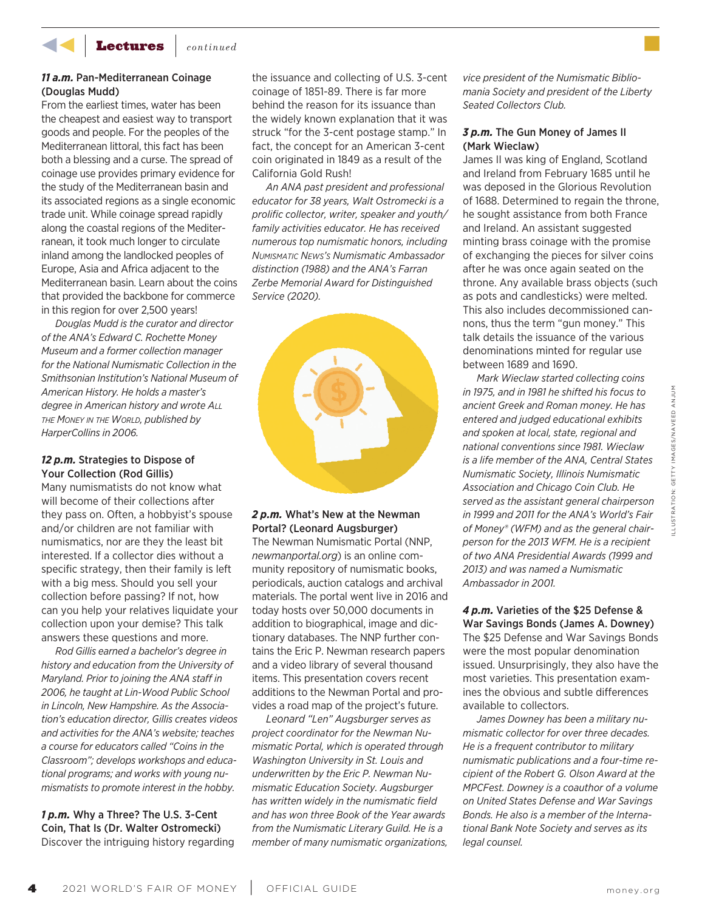## Lectures *continued*

***11 a.m.*** **Pan-Mediterranean Coinage (Douglas Mudd)**

From the earliest times, water has been the cheapest and easiest way to transport goods and people. For the peoples of the Mediterranean littoral, this fact has been both a blessing and a curse. The spread of coinage use provides primary evidence for the study of the Mediterranean basin and its associated regions as a single economic trade unit. While coinage spread rapidly along the coastal regions of the Mediterranean, it took much longer to circulate inland among the landlocked peoples of Europe, Asia and Africa adjacent to the Mediterranean basin. Learn about the coins that provided the backbone for commerce in this region for over 2,500 years!

*Douglas Mudd is the curator and director of the ANA's Edward C. Rochette Money Museum and a former collection manager for the National Numismatic Collection in the Smithsonian Institution's National Museum of American History. He holds a master's degree in American history and wrote* ALL THE MONEY IN THE WORLD*, published by HarperCollins in 2006.*

***12 p.m.*** **Strategies to Dispose of Your Collection (Rod Gillis)**

Many numismatists do not know what will become of their collections after they pass on. Often, a hobbyist's spouse and/or children are not familiar with numismatics, nor are they the least bit interested. If a collector dies without a specific strategy, then their family is left with a big mess. Should you sell your collection before passing? If not, how can you help your relatives liquidate your collection upon your demise? This talk answers these questions and more.

*Rod Gillis earned a bachelor's degree in history and education from the University of Maryland. Prior to joining the ANA staff in 2006, he taught at Lin-Wood Public School in Lincoln, New Hampshire. As the Association's education director, Gillis creates videos and activities for the ANA's website; teaches a course for educators called "Coins in the Classroom"; develops workshops and educational programs; and works with young numismatists to promote interest in the hobby.*

***1 p.m.*** **Why a Three? The U.S. 3-Cent Coin, That Is (Dr. Walter Ostromecki)**

Discover the intriguing history regarding the issuance and collecting of U.S. 3-cent coinage of 1851-89. There is far more behind the reason for its issuance than the widely known explanation that it was struck "for the 3-cent postage stamp." In fact, the concept for an American 3-cent coin originated in 1849 as a result of the California Gold Rush!

*An ANA past president and professional educator for 38 years, Walt Ostromecki is a prolific collector, writer, speaker and youth/family activities educator. He has received numerous top numismatic honors, including* NUMISMATIC NEWS*'s Numismatic Ambassador distinction (1988) and the ANA's Farran Zerbe Memorial Award for Distinguished Service (2020).*

***2 p.m.*** **What's New at the Newman Portal? (Leonard Augsburger)**

The Newman Numismatic Portal (NNP, *newmanportal.org*) is an online community repository of numismatic books, periodicals, auction catalogs and archival materials. The portal went live in 2016 and today hosts over 50,000 documents in addition to biographical, image and dictionary databases. The NNP further contains the Eric P. Newman research papers and a video library of several thousand items. This presentation covers recent additions to the Newman Portal and provides a road map of the project's future.

*Leonard "Len" Augsburger serves as project coordinator for the Newman Numismatic Portal, which is operated through Washington University in St. Louis and underwritten by the Eric P. Newman Numismatic Education Society. Augsburger has written widely in the numismatic field and has won three Book of the Year awards from the Numismatic Literary Guild. He is a member of many numismatic organizations, vice president of the Numismatic Bibliomania Society and president of the Liberty Seated Collectors Club.*

***3 p.m.*** **The Gun Money of James II (Mark Wieclaw)**

James II was king of England, Scotland and Ireland from February 1685 until he was deposed in the Glorious Revolution of 1688. Determined to regain the throne, he sought assistance from both France and Ireland. An assistant suggested minting brass coinage with the promise of exchanging the pieces for silver coins after he was once again seated on the throne. Any available brass objects (such as pots and candlesticks) were melted. This also includes decommissioned cannons, thus the term "gun money." This talk details the issuance of the various denominations minted for regular use between 1689 and 1690.

*Mark Wieclaw started collecting coins in 1975, and in 1981 he shifted his focus to ancient Greek and Roman money. He has entered and judged educational exhibits and spoken at local, state, regional and national conventions since 1981. Wieclaw is a life member of the ANA, Central States Numismatic Society, Illinois Numismatic Association and Chicago Coin Club. He served as the assistant general chairperson in 1999 and 2011 for the ANA's World's Fair of Money® (WFM) and as the general chairperson for the 2013 WFM. He is a recipient of two ANA Presidential Awards (1999 and 2013) and was named a Numismatic Ambassador in 2001.*

***4 p.m.*** **Varieties of the $25 Defense & War Savings Bonds (James A. Downey)**

The $25 Defense and War Savings Bonds were the most popular denomination issued. Unsurprisingly, they also have the most varieties. This presentation examines the obvious and subtle differences available to collectors.

*James Downey has been a military numismatic collector for over three decades. He is a frequent contributor to military numismatic publications and a four-time recipient of the Robert G. Olson Award at the MPCFest. Downey is a coauthor of a volume on United States Defense and War Savings Bonds. He also is a member of the International Bank Note Society and serves as its legal counsel.*

ILLUSTRATION: GETTY IMAGES/NAVEED ANJUM